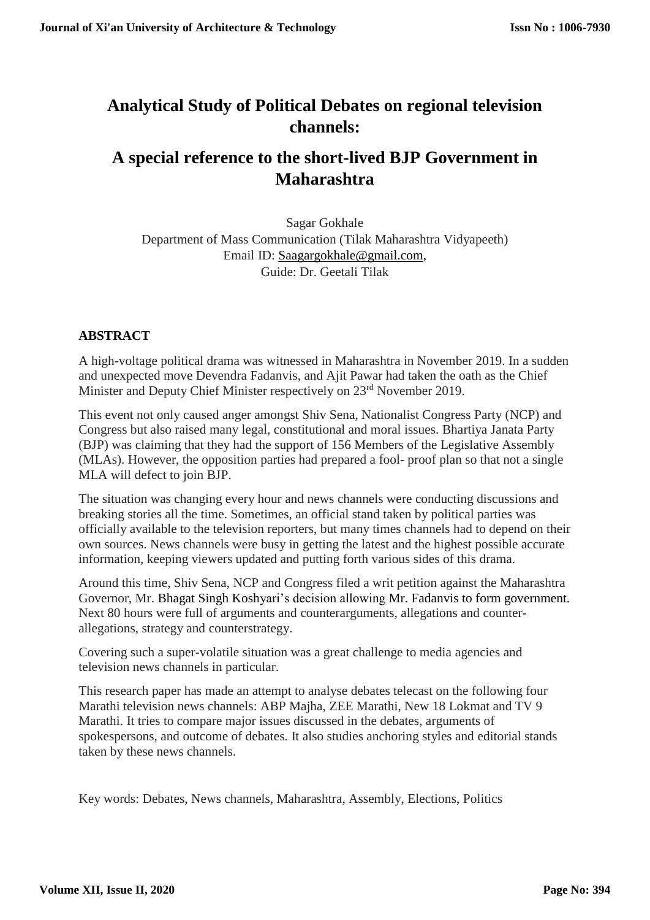# Analytical Study of Political Debates on regional television channels:

# A special reference to the short-lived BJP Government in Maharashtra

Sagar Gokhale
Department of Mass Communication (Tilak Maharashtra Vidyapeeth)
Email ID: Saagargokhale@gmail.com,
Guide: Dr. Geetali Tilak

## ABSTRACT

A high-voltage political drama was witnessed in Maharashtra in November 2019. In a sudden and unexpected move Devendra Fadanvis, and Ajit Pawar had taken the oath as the Chief Minister and Deputy Chief Minister respectively on 23rd November 2019.

This event not only caused anger amongst Shiv Sena, Nationalist Congress Party (NCP) and Congress but also raised many legal, constitutional and moral issues. Bhartiya Janata Party (BJP) was claiming that they had the support of 156 Members of the Legislative Assembly (MLAs). However, the opposition parties had prepared a fool- proof plan so that not a single MLA will defect to join BJP.

The situation was changing every hour and news channels were conducting discussions and breaking stories all the time. Sometimes, an official stand taken by political parties was officially available to the television reporters, but many times channels had to depend on their own sources. News channels were busy in getting the latest and the highest possible accurate information, keeping viewers updated and putting forth various sides of this drama.

Around this time, Shiv Sena, NCP and Congress filed a writ petition against the Maharashtra Governor, Mr. Bhagat Singh Koshyari's decision allowing Mr. Fadanvis to form government. Next 80 hours were full of arguments and counterarguments, allegations and counter-allegations, strategy and counterstrategy.

Covering such a super-volatile situation was a great challenge to media agencies and television news channels in particular.

This research paper has made an attempt to analyse debates telecast on the following four Marathi television news channels: ABP Majha, ZEE Marathi, New 18 Lokmat and TV 9 Marathi. It tries to compare major issues discussed in the debates, arguments of spokespersons, and outcome of debates. It also studies anchoring styles and editorial stands taken by these news channels.

Key words: Debates, News channels, Maharashtra, Assembly, Elections, Politics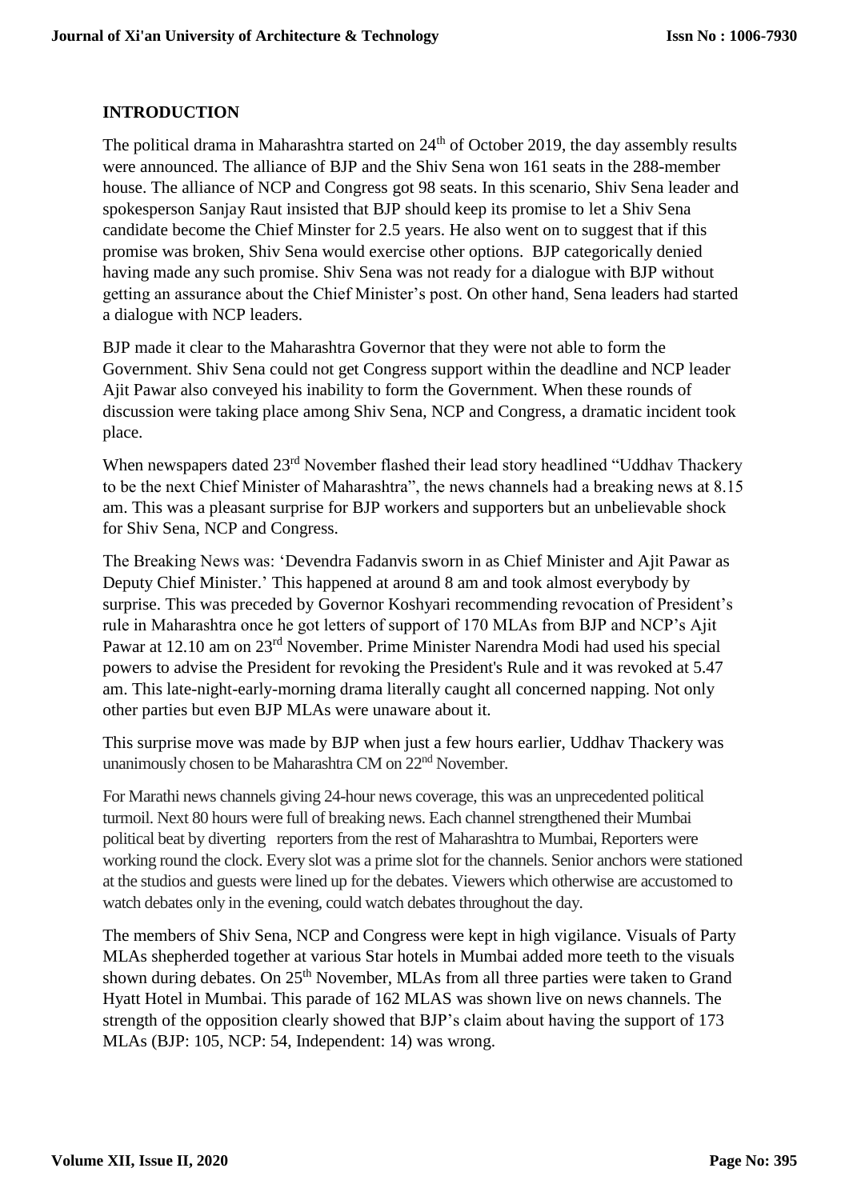## INTRODUCTION

The political drama in Maharashtra started on 24th of October 2019, the day assembly results were announced. The alliance of BJP and the Shiv Sena won 161 seats in the 288-member house. The alliance of NCP and Congress got 98 seats. In this scenario, Shiv Sena leader and spokesperson Sanjay Raut insisted that BJP should keep its promise to let a Shiv Sena candidate become the Chief Minster for 2.5 years. He also went on to suggest that if this promise was broken, Shiv Sena would exercise other options. BJP categorically denied having made any such promise. Shiv Sena was not ready for a dialogue with BJP without getting an assurance about the Chief Minister's post. On other hand, Sena leaders had started a dialogue with NCP leaders.

BJP made it clear to the Maharashtra Governor that they were not able to form the Government. Shiv Sena could not get Congress support within the deadline and NCP leader Ajit Pawar also conveyed his inability to form the Government. When these rounds of discussion were taking place among Shiv Sena, NCP and Congress, a dramatic incident took place.

When newspapers dated 23rd November flashed their lead story headlined "Uddhav Thackery to be the next Chief Minister of Maharashtra", the news channels had a breaking news at 8.15 am. This was a pleasant surprise for BJP workers and supporters but an unbelievable shock for Shiv Sena, NCP and Congress.

The Breaking News was: 'Devendra Fadanvis sworn in as Chief Minister and Ajit Pawar as Deputy Chief Minister.' This happened at around 8 am and took almost everybody by surprise. This was preceded by Governor Koshyari recommending revocation of President's rule in Maharashtra once he got letters of support of 170 MLAs from BJP and NCP's Ajit Pawar at 12.10 am on 23rd November. Prime Minister Narendra Modi had used his special powers to advise the President for revoking the President's Rule and it was revoked at 5.47 am. This late-night-early-morning drama literally caught all concerned napping. Not only other parties but even BJP MLAs were unaware about it.

This surprise move was made by BJP when just a few hours earlier, Uddhav Thackery was unanimously chosen to be Maharashtra CM on 22nd November.

For Marathi news channels giving 24-hour news coverage, this was an unprecedented political turmoil. Next 80 hours were full of breaking news. Each channel strengthened their Mumbai political beat by diverting reporters from the rest of Maharashtra to Mumbai, Reporters were working round the clock. Every slot was a prime slot for the channels. Senior anchors were stationed at the studios and guests were lined up for the debates. Viewers which otherwise are accustomed to watch debates only in the evening, could watch debates throughout the day.

The members of Shiv Sena, NCP and Congress were kept in high vigilance. Visuals of Party MLAs shepherded together at various Star hotels in Mumbai added more teeth to the visuals shown during debates. On 25th November, MLAs from all three parties were taken to Grand Hyatt Hotel in Mumbai. This parade of 162 MLAS was shown live on news channels. The strength of the opposition clearly showed that BJP's claim about having the support of 173 MLAs (BJP: 105, NCP: 54, Independent: 14) was wrong.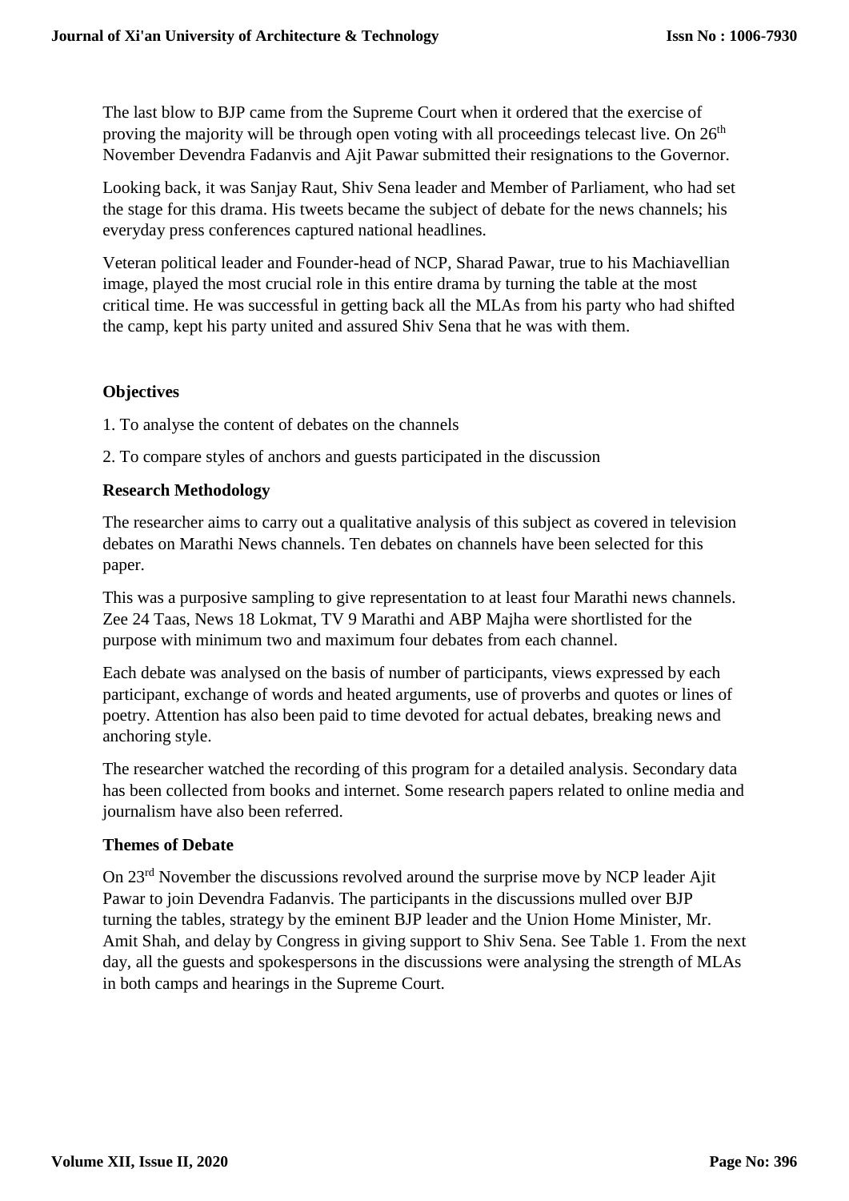The last blow to BJP came from the Supreme Court when it ordered that the exercise of proving the majority will be through open voting with all proceedings telecast live. On 26th November Devendra Fadanvis and Ajit Pawar submitted their resignations to the Governor.

Looking back, it was Sanjay Raut, Shiv Sena leader and Member of Parliament, who had set the stage for this drama. His tweets became the subject of debate for the news channels; his everyday press conferences captured national headlines.

Veteran political leader and Founder-head of NCP, Sharad Pawar, true to his Machiavellian image, played the most crucial role in this entire drama by turning the table at the most critical time. He was successful in getting back all the MLAs from his party who had shifted the camp, kept his party united and assured Shiv Sena that he was with them.

**Objectives**

1. To analyse the content of debates on the channels

2. To compare styles of anchors and guests participated in the discussion

**Research Methodology**

The researcher aims to carry out a qualitative analysis of this subject as covered in television debates on Marathi News channels. Ten debates on channels have been selected for this paper.

This was a purposive sampling to give representation to at least four Marathi news channels. Zee 24 Taas, News 18 Lokmat, TV 9 Marathi and ABP Majha were shortlisted for the purpose with minimum two and maximum four debates from each channel.

Each debate was analysed on the basis of number of participants, views expressed by each participant, exchange of words and heated arguments, use of proverbs and quotes or lines of poetry. Attention has also been paid to time devoted for actual debates, breaking news and anchoring style.

The researcher watched the recording of this program for a detailed analysis. Secondary data has been collected from books and internet. Some research papers related to online media and journalism have also been referred.

**Themes of Debate**

On 23rd November the discussions revolved around the surprise move by NCP leader Ajit Pawar to join Devendra Fadanvis. The participants in the discussions mulled over BJP turning the tables, strategy by the eminent BJP leader and the Union Home Minister, Mr. Amit Shah, and delay by Congress in giving support to Shiv Sena. See Table 1. From the next day, all the guests and spokespersons in the discussions were analysing the strength of MLAs in both camps and hearings in the Supreme Court.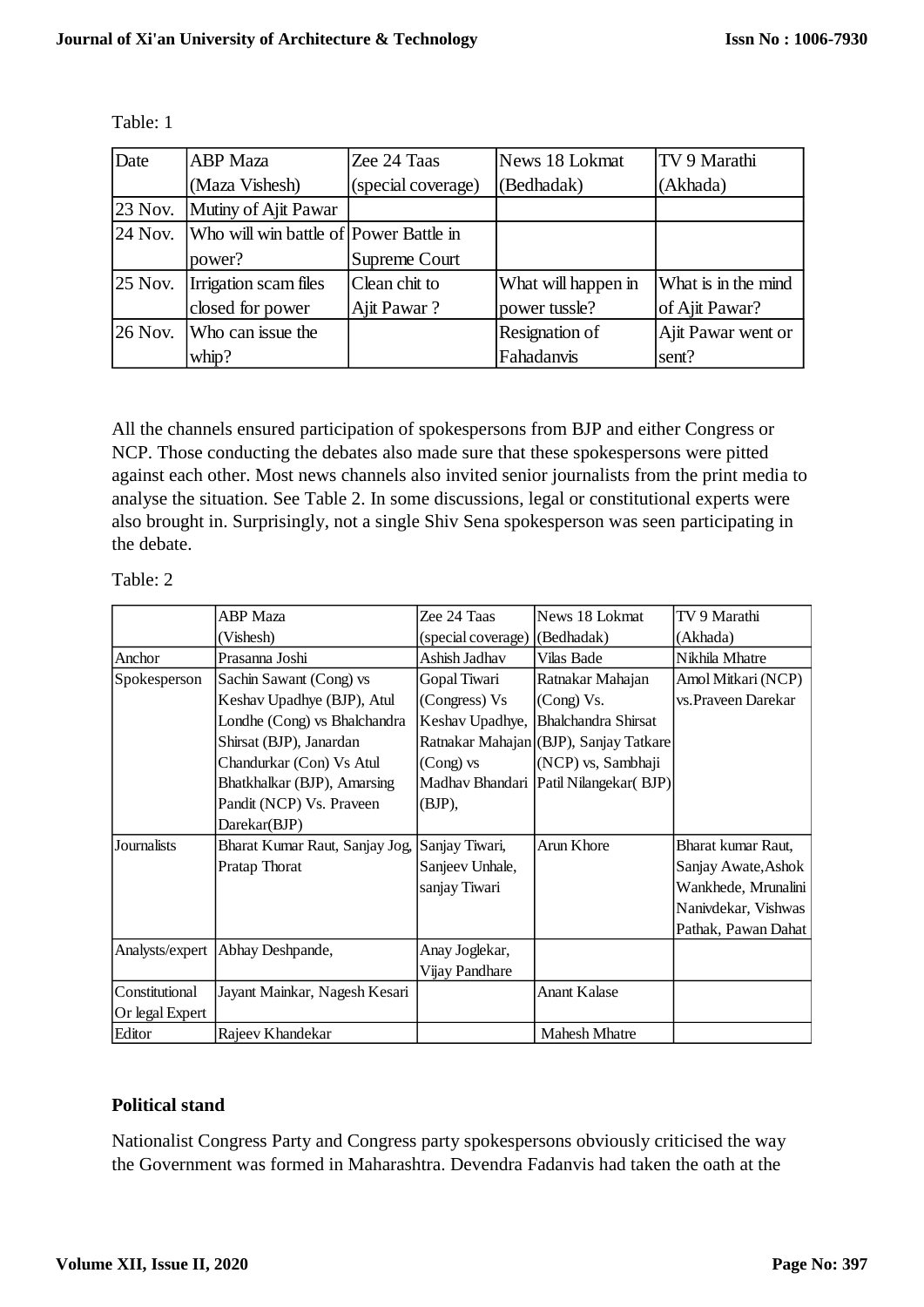Table: 1

| Date | ABP Maza (Maza Vishesh) | Zee 24 Taas (special coverage) | News 18 Lokmat (Bedhadak) | TV 9 Marathi (Akhada) |
|---|---|---|---|---|
| 23 Nov. | Mutiny of Ajit Pawar | | | |
| 24 Nov. | Who will win battle of power? | Power Battle in Supreme Court | | |
| 25 Nov. | Irrigation scam files closed for power | Clean chit to Ajit Pawar ? | What will happen in power tussle? | What is in the mind of Ajit Pawar? |
| 26 Nov. | Who can issue the whip? | | Resignation of Fahadanvis | Ajit Pawar went or sent? |

All the channels ensured participation of spokespersons from BJP and either Congress or NCP. Those conducting the debates also made sure that these spokespersons were pitted against each other. Most news channels also invited senior journalists from the print media to analyse the situation. See Table 2. In some discussions, legal or constitutional experts were also brought in. Surprisingly, not a single Shiv Sena spokesperson was seen participating in the debate.

Table: 2

| | ABP Maza (Vishesh) | Zee 24 Taas (special coverage) | News 18 Lokmat (Bedhadak) | TV 9 Marathi (Akhada) |
|---|---|---|---|---|
| Anchor | Prasanna Joshi | Ashish Jadhav | Vilas Bade | Nikhila Mhatre |
| Spokesperson | Sachin Sawant (Cong) vs Keshav Upadhye (BJP), Atul Londhe (Cong) vs Bhalchandra Shirsat (BJP), Janardan Chandurkar (Con) Vs Atul Bhatkhalkar (BJP), Amarsing Pandit (NCP) Vs. Praveen Darekar(BJP) | Gopal Tiwari (Congress) Vs Keshav Upadhye, Ratnakar Mahajan (Cong) vs Madhav Bhandari (BJP), | Ratnakar Mahajan (Cong) Vs. Bhalchandra Shirsat (BJP), Sanjay Tatkare (NCP) vs, Sambhaji Patil Nilangekar( BJP) | Amol Mitkari (NCP) vs.Praveen Darekar |
| Journalists | Bharat Kumar Raut, Sanjay Jog, Pratap Thorat | Sanjay Tiwari, Sanjeev Unhale, sanjay Tiwari | Arun Khore | Bharat kumar Raut, Sanjay Awate,Ashok Wankhede, Mrunalini Nanivdekar, Vishwas Pathak, Pawan Dahat |
| Analysts/expert | Abhay Deshpande, | Anay Joglekar, Vijay Pandhare | | |
| Constitutional Or legal Expert | Jayant Mainkar, Nagesh Kesari | | Anant Kalase | |
| Editor | Rajeev Khandekar | | Mahesh Mhatre | |

### Political stand

Nationalist Congress Party and Congress party spokespersons obviously criticised the way the Government was formed in Maharashtra. Devendra Fadanvis had taken the oath at the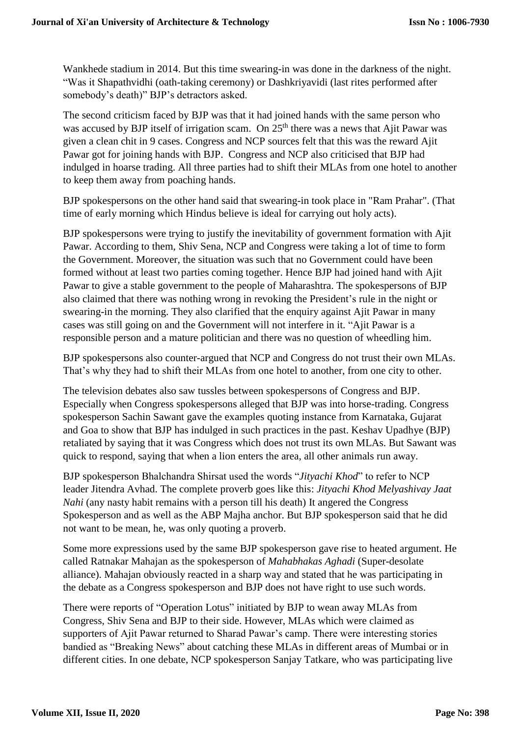Wankhede stadium in 2014. But this time swearing-in was done in the darkness of the night. "Was it Shapathvidhi (oath-taking ceremony) or Dashkriyavidi (last rites performed after somebody's death)" BJP's detractors asked.

The second criticism faced by BJP was that it had joined hands with the same person who was accused by BJP itself of irrigation scam. On 25th there was a news that Ajit Pawar was given a clean chit in 9 cases. Congress and NCP sources felt that this was the reward Ajit Pawar got for joining hands with BJP. Congress and NCP also criticised that BJP had indulged in hoarse trading. All three parties had to shift their MLAs from one hotel to another to keep them away from poaching hands.

BJP spokespersons on the other hand said that swearing-in took place in "Ram Prahar". (That time of early morning which Hindus believe is ideal for carrying out holy acts).

BJP spokespersons were trying to justify the inevitability of government formation with Ajit Pawar. According to them, Shiv Sena, NCP and Congress were taking a lot of time to form the Government. Moreover, the situation was such that no Government could have been formed without at least two parties coming together. Hence BJP had joined hand with Ajit Pawar to give a stable government to the people of Maharashtra. The spokespersons of BJP also claimed that there was nothing wrong in revoking the President's rule in the night or swearing-in the morning. They also clarified that the enquiry against Ajit Pawar in many cases was still going on and the Government will not interfere in it. "Ajit Pawar is a responsible person and a mature politician and there was no question of wheedling him.

BJP spokespersons also counter-argued that NCP and Congress do not trust their own MLAs. That's why they had to shift their MLAs from one hotel to another, from one city to other.

The television debates also saw tussles between spokespersons of Congress and BJP. Especially when Congress spokespersons alleged that BJP was into horse-trading. Congress spokesperson Sachin Sawant gave the examples quoting instance from Karnataka, Gujarat and Goa to show that BJP has indulged in such practices in the past. Keshav Upadhye (BJP) retaliated by saying that it was Congress which does not trust its own MLAs. But Sawant was quick to respond, saying that when a lion enters the area, all other animals run away.

BJP spokesperson Bhalchandra Shirsat used the words "*Jityachi Khod*" to refer to NCP leader Jitendra Avhad. The complete proverb goes like this: *Jityachi Khod Melyashivay Jaat Nahi* (any nasty habit remains with a person till his death) It angered the Congress Spokesperson and as well as the ABP Majha anchor. But BJP spokesperson said that he did not want to be mean, he, was only quoting a proverb.

Some more expressions used by the same BJP spokesperson gave rise to heated argument. He called Ratnakar Mahajan as the spokesperson of *Mahabhakas Aghadi* (Super-desolate alliance). Mahajan obviously reacted in a sharp way and stated that he was participating in the debate as a Congress spokesperson and BJP does not have right to use such words.

There were reports of "Operation Lotus" initiated by BJP to wean away MLAs from Congress, Shiv Sena and BJP to their side. However, MLAs which were claimed as supporters of Ajit Pawar returned to Sharad Pawar's camp. There were interesting stories bandied as "Breaking News" about catching these MLAs in different areas of Mumbai or in different cities. In one debate, NCP spokesperson Sanjay Tatkare, who was participating live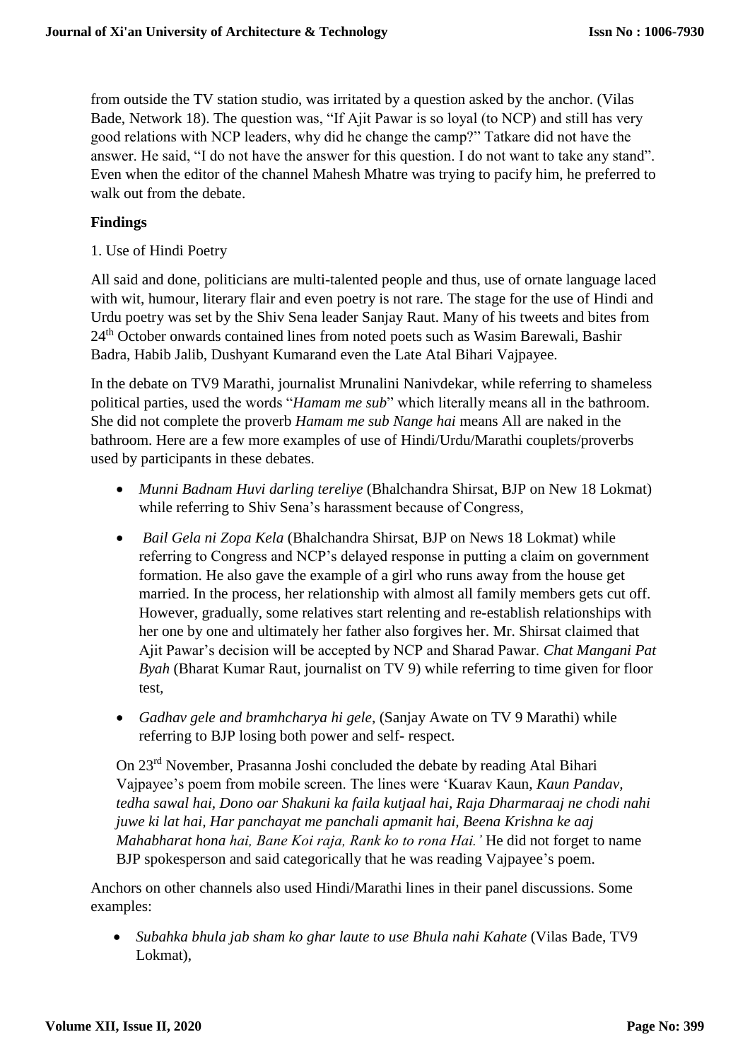from outside the TV station studio, was irritated by a question asked by the anchor. (Vilas Bade, Network 18). The question was, “If Ajit Pawar is so loyal (to NCP) and still has very good relations with NCP leaders, why did he change the camp?” Tatkare did not have the answer. He said, “I do not have the answer for this question. I do not want to take any stand”. Even when the editor of the channel Mahesh Mhatre was trying to pacify him, he preferred to walk out from the debate.

**Findings**

1. Use of Hindi Poetry

All said and done, politicians are multi-talented people and thus, use of ornate language laced with wit, humour, literary flair and even poetry is not rare. The stage for the use of Hindi and Urdu poetry was set by the Shiv Sena leader Sanjay Raut. Many of his tweets and bites from 24th October onwards contained lines from noted poets such as Wasim Barewali, Bashir Badra, Habib Jalib, Dushyant Kumarand even the Late Atal Bihari Vajpayee.

In the debate on TV9 Marathi, journalist Mrunalini Nanivdekar, while referring to shameless political parties, used the words “*Hamam me sub*” which literally means all in the bathroom. She did not complete the proverb *Hamam me sub Nange hai* means All are naked in the bathroom. Here are a few more examples of use of Hindi/Urdu/Marathi couplets/proverbs used by participants in these debates.

- *Munni Badnam Huvi darling tereliye* (Bhalchandra Shirsat, BJP on New 18 Lokmat) while referring to Shiv Sena’s harassment because of Congress,
- *Bail Gela ni Zopa Kela* (Bhalchandra Shirsat, BJP on News 18 Lokmat) while referring to Congress and NCP’s delayed response in putting a claim on government formation. He also gave the example of a girl who runs away from the house get married. In the process, her relationship with almost all family members gets cut off. However, gradually, some relatives start relenting and re-establish relationships with her one by one and ultimately her father also forgives her. Mr. Shirsat claimed that Ajit Pawar’s decision will be accepted by NCP and Sharad Pawar. *Chat Mangani Pat Byah* (Bharat Kumar Raut, journalist on TV 9) while referring to time given for floor test,
- *Gadhav gele and bramhcharya hi gele*, (Sanjay Awate on TV 9 Marathi) while referring to BJP losing both power and self- respect.

On 23rd November, Prasanna Joshi concluded the debate by reading Atal Bihari Vajpayee’s poem from mobile screen. The lines were ‘Kuarav Kaun*, Kaun Pandav, tedha sawal hai, Dono oar Shakuni ka faila kutjaal hai, Raja Dharmaraaj ne chodi nahi juwe ki lat hai, Har panchayat me panchali apmanit hai, Beena Krishna ke aaj Mahabharat hona hai, Bane Koi raja, Rank ko to rona Hai.’* He did not forget to name BJP spokesperson and said categorically that he was reading Vajpayee’s poem.

Anchors on other channels also used Hindi/Marathi lines in their panel discussions. Some examples:

- *Subahka bhula jab sham ko ghar laute to use Bhula nahi Kahate* (Vilas Bade, TV9 Lokmat),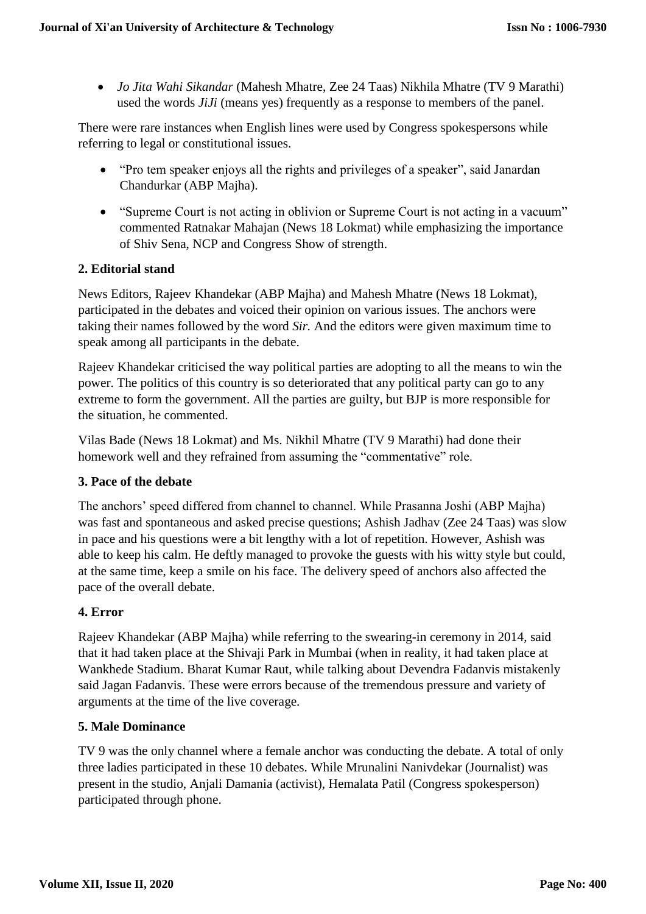- *Jo Jita Wahi Sikandar* (Mahesh Mhatre, Zee 24 Taas) Nikhila Mhatre (TV 9 Marathi) used the words *JiJi* (means yes) frequently as a response to members of the panel.

There were rare instances when English lines were used by Congress spokespersons while referring to legal or constitutional issues.

- "Pro tem speaker enjoys all the rights and privileges of a speaker", said Janardan Chandurkar (ABP Majha).
- "Supreme Court is not acting in oblivion or Supreme Court is not acting in a vacuum" commented Ratnakar Mahajan (News 18 Lokmat) while emphasizing the importance of Shiv Sena, NCP and Congress Show of strength.

**2. Editorial stand**

News Editors, Rajeev Khandekar (ABP Majha) and Mahesh Mhatre (News 18 Lokmat), participated in the debates and voiced their opinion on various issues. The anchors were taking their names followed by the word *Sir.* And the editors were given maximum time to speak among all participants in the debate.

Rajeev Khandekar criticised the way political parties are adopting to all the means to win the power. The politics of this country is so deteriorated that any political party can go to any extreme to form the government. All the parties are guilty, but BJP is more responsible for the situation, he commented.

Vilas Bade (News 18 Lokmat) and Ms. Nikhil Mhatre (TV 9 Marathi) had done their homework well and they refrained from assuming the "commentative" role.

**3. Pace of the debate**

The anchors' speed differed from channel to channel. While Prasanna Joshi (ABP Majha) was fast and spontaneous and asked precise questions; Ashish Jadhav (Zee 24 Taas) was slow in pace and his questions were a bit lengthy with a lot of repetition. However, Ashish was able to keep his calm. He deftly managed to provoke the guests with his witty style but could, at the same time, keep a smile on his face. The delivery speed of anchors also affected the pace of the overall debate.

**4. Error**

Rajeev Khandekar (ABP Majha) while referring to the swearing-in ceremony in 2014, said that it had taken place at the Shivaji Park in Mumbai (when in reality, it had taken place at Wankhede Stadium. Bharat Kumar Raut, while talking about Devendra Fadanvis mistakenly said Jagan Fadanvis. These were errors because of the tremendous pressure and variety of arguments at the time of the live coverage.

**5. Male Dominance**

TV 9 was the only channel where a female anchor was conducting the debate. A total of only three ladies participated in these 10 debates. While Mrunalini Nanivdekar (Journalist) was present in the studio, Anjali Damania (activist), Hemalata Patil (Congress spokesperson) participated through phone.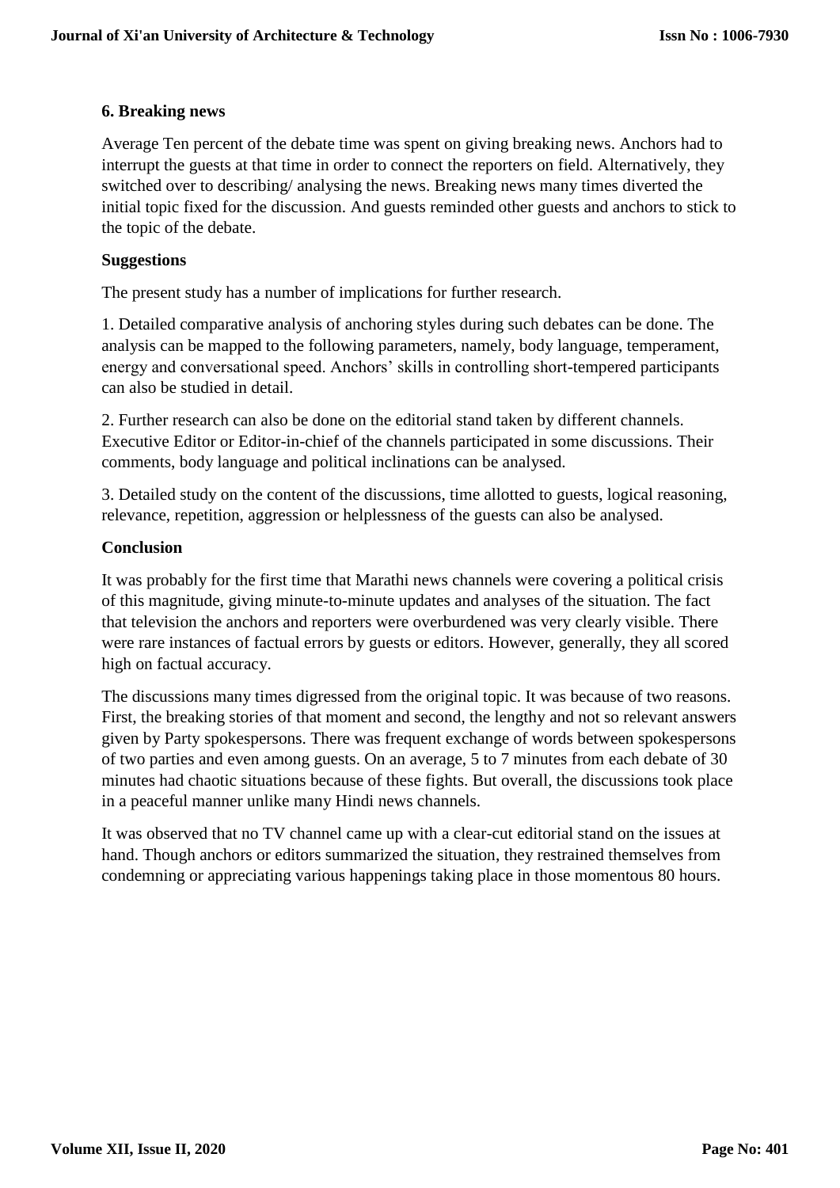### 6. Breaking news

Average Ten percent of the debate time was spent on giving breaking news. Anchors had to interrupt the guests at that time in order to connect the reporters on field. Alternatively, they switched over to describing/ analysing the news. Breaking news many times diverted the initial topic fixed for the discussion. And guests reminded other guests and anchors to stick to the topic of the debate.

## Suggestions

The present study has a number of implications for further research.

1. Detailed comparative analysis of anchoring styles during such debates can be done. The analysis can be mapped to the following parameters, namely, body language, temperament, energy and conversational speed. Anchors' skills in controlling short-tempered participants can also be studied in detail.

2. Further research can also be done on the editorial stand taken by different channels. Executive Editor or Editor-in-chief of the channels participated in some discussions. Their comments, body language and political inclinations can be analysed.

3. Detailed study on the content of the discussions, time allotted to guests, logical reasoning, relevance, repetition, aggression or helplessness of the guests can also be analysed.

## Conclusion

It was probably for the first time that Marathi news channels were covering a political crisis of this magnitude, giving minute-to-minute updates and analyses of the situation. The fact that television the anchors and reporters were overburdened was very clearly visible. There were rare instances of factual errors by guests or editors. However, generally, they all scored high on factual accuracy.

The discussions many times digressed from the original topic. It was because of two reasons. First, the breaking stories of that moment and second, the lengthy and not so relevant answers given by Party spokespersons. There was frequent exchange of words between spokespersons of two parties and even among guests. On an average, 5 to 7 minutes from each debate of 30 minutes had chaotic situations because of these fights. But overall, the discussions took place in a peaceful manner unlike many Hindi news channels.

It was observed that no TV channel came up with a clear-cut editorial stand on the issues at hand. Though anchors or editors summarized the situation, they restrained themselves from condemning or appreciating various happenings taking place in those momentous 80 hours.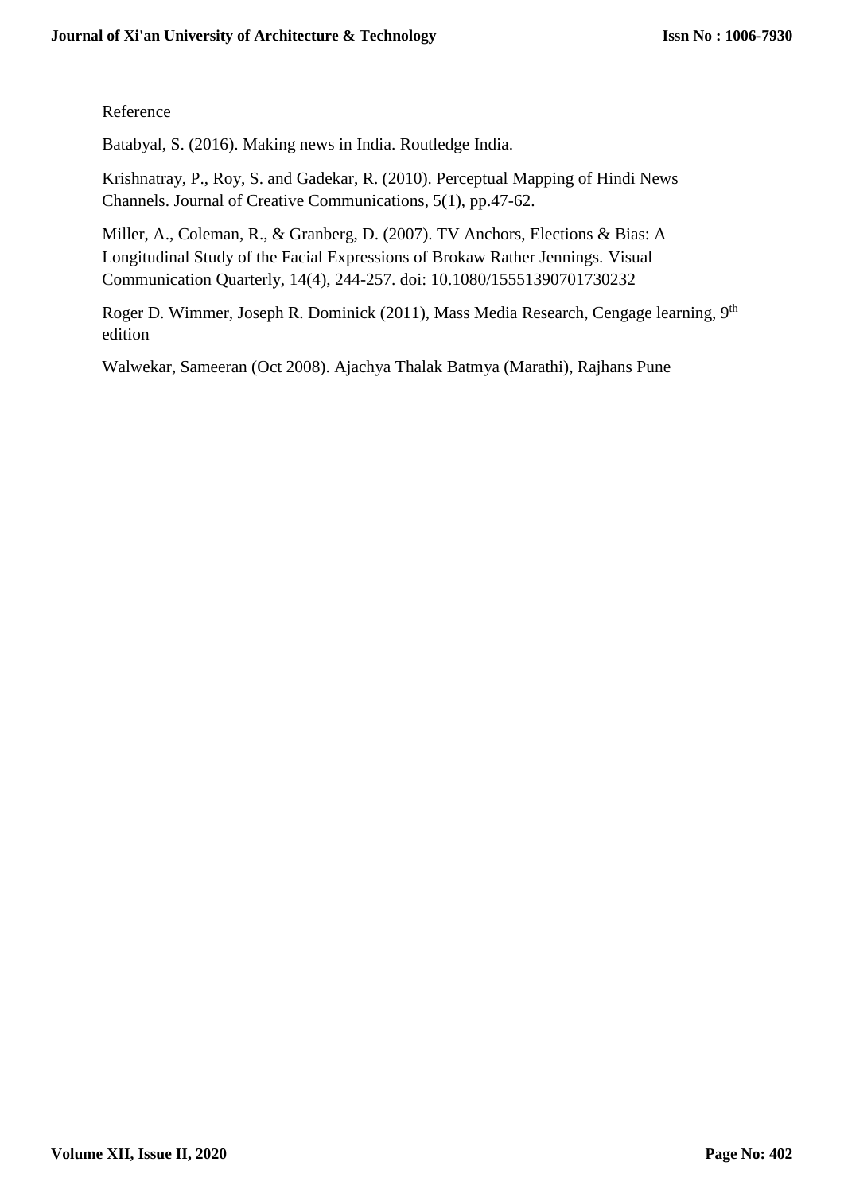## Reference

Batabyal, S. (2016). Making news in India. Routledge India.

Krishnatray, P., Roy, S. and Gadekar, R. (2010). Perceptual Mapping of Hindi News Channels. Journal of Creative Communications, 5(1), pp.47-62.

Miller, A., Coleman, R., & Granberg, D. (2007). TV Anchors, Elections & Bias: A Longitudinal Study of the Facial Expressions of Brokaw Rather Jennings. Visual Communication Quarterly, 14(4), 244-257. doi: 10.1080/15551390701730232

Roger D. Wimmer, Joseph R. Dominick (2011), Mass Media Research, Cengage learning, 9th edition

Walwekar, Sameeran (Oct 2008). Ajachya Thalak Batmya (Marathi), Rajhans Pune